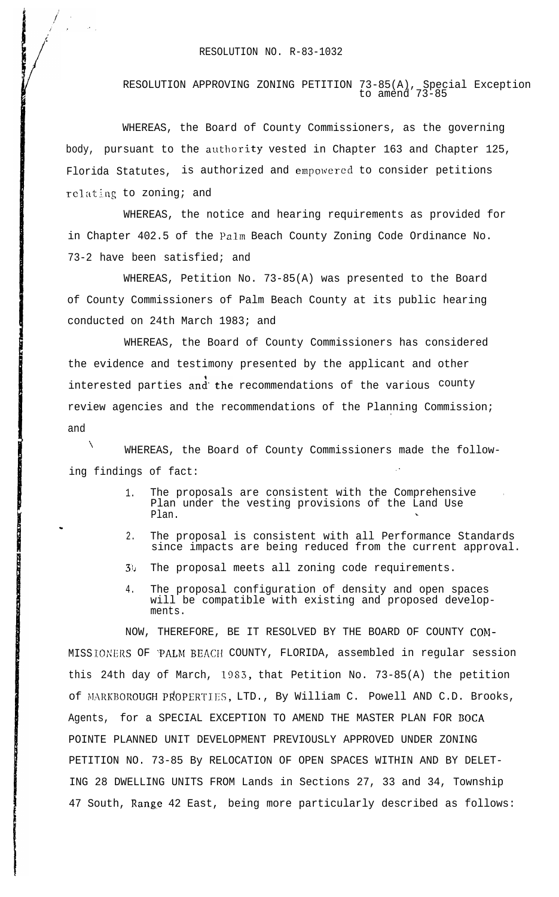RESOLUTION NO. R-83-1032

RESOLUTION APPROVING ZONING PETITION 73-85(A), Special Exception to amend 73-85

WHEREAS, the Board of County Commissioners, as the governing body, pursuant to the authority vested in Chapter 163 and Chapter 125, Florida Statutes, is authorized and empowered to consider petitions relating to zoning; and

WHEREAS, the notice and hearing requirements as provided for in Chapter 402.5 of the Palm Beach County Zoning Code Ordinance No. 73-2 have been satisfied; and

WHEREAS, Petition No. 73-85(A) was presented to the Board of County Commissioners of Palm Beach County at its public hearing conducted on 24th March 1983; and

WHEREAS, the Board of County Commissioners has considered the evidence and testimony presented by the applicant and other interested parties and the recommendations of the various county review agencies and the recommendations of the Planning Commission; and

WHEREAS, the Board of County Commissioners made the following findings of fact:

1. The proposals are consistent with the Comprehensive Plan under the vesting provisions of the Land Use Plan.
2. The proposal is consistent with all Performance Standards since impacts are being reduced from the current approval.
3. The proposal meets all zoning code requirements.
4. The proposal configuration of density and open spaces will be compatible with existing and proposed developments.

NOW, THEREFORE, BE IT RESOLVED BY THE BOARD OF COUNTY COMMISSIONERS OF PALM BEACH COUNTY, FLORIDA, assembled in regular session this 24th day of March, 1983, that Petition No. 73-85(A) the petition of MARKBOROUGH PROPERTIES, LTD., By William C. Powell AND C.D. Brooks, Agents, for a SPECIAL EXCEPTION TO AMEND THE MASTER PLAN FOR BOCA POINTE PLANNED UNIT DEVELOPMENT PREVIOUSLY APPROVED UNDER ZONING PETITION NO. 73-85 By RELOCATION OF OPEN SPACES WITHIN AND BY DELETING 28 DWELLING UNITS FROM Lands in Sections 27, 33 and 34, Township 47 South, Range 42 East, being more particularly described as follows: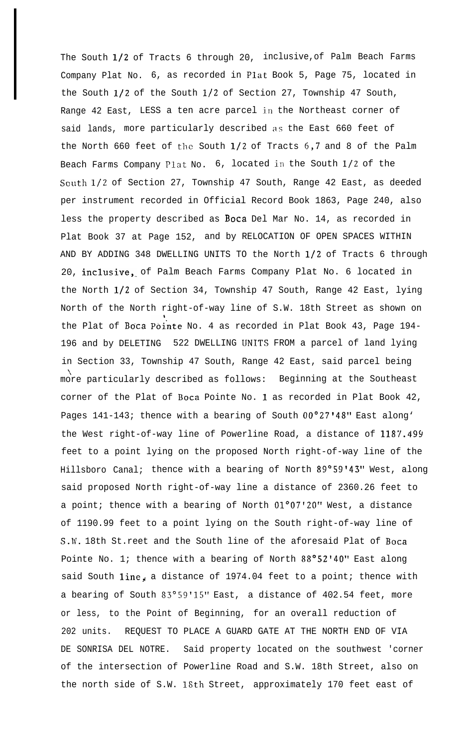The South 1/2 of Tracts 6 through 20, inclusive, of Palm Beach Farms Company Plat No. 6, as recorded in Plat Book 5, Page 75, located in the South 1/2 of the South 1/2 of Section 27, Township 47 South, Range 42 East, LESS a ten acre parcel in the Northeast corner of said lands, more particularly described as the East 660 feet of the North 660 feet of the South 1/2 of Tracts 6,7 and 8 of the Palm Beach Farms Company Plat No. 6, located in the South 1/2 of the South 1/2 of Section 27, Township 47 South, Range 42 East, as deeded per instrument recorded in Official Record Book 1863, Page 240, also less the property described as Boca Del Mar No. 14, as recorded in Plat Book 37 at Page 152, and by RELOCATION OF OPEN SPACES WITHIN AND BY ADDING 348 DWELLING UNITS TO the North 1/2 of Tracts 6 through 20, inclusive, of Palm Beach Farms Company Plat No. 6 located in the North 1/2 of Section 34, Township 47 South, Range 42 East, lying North of the North right-of-way line of S.W. 18th Street as shown on the Plat of Boca Pointe No. 4 as recorded in Plat Book 43, Page 194-196 and by DELETING 522 DWELLING UNITS FROM a parcel of land lying in Section 33, Township 47 South, Range 42 East, said parcel being more particularly described as follows: Beginning at the Southeast corner of the Plat of Boca Pointe No. 1 as recorded in Plat Book 42, Pages 141-143; thence with a bearing of South 00°27'48" East along the West right-of-way line of Powerline Road, a distance of 1187.499 feet to a point lying on the proposed North right-of-way line of the Hillsboro Canal; thence with a bearing of North 89°59'43" West, along said proposed North right-of-way line a distance of 2360.26 feet to a point; thence with a bearing of North 01°07'20" West, a distance of 1190.99 feet to a point lying on the South right-of-way line of S.W. 18th St.reet and the South line of the aforesaid Plat of Boca Pointe No. 1; thence with a bearing of North 88°52'40" East along said South line, a distance of 1974.04 feet to a point; thence with a bearing of South 83°59'15" East, a distance of 402.54 feet, more or less, to the Point of Beginning, for an overall reduction of 202 units. REQUEST TO PLACE A GUARD GATE AT THE NORTH END OF VIA DE SONRISA DEL NOTRE. Said property located on the southwest corner of the intersection of Powerline Road and S.W. 18th Street, also on the north side of S.W. 18th Street, approximately 170 feet east of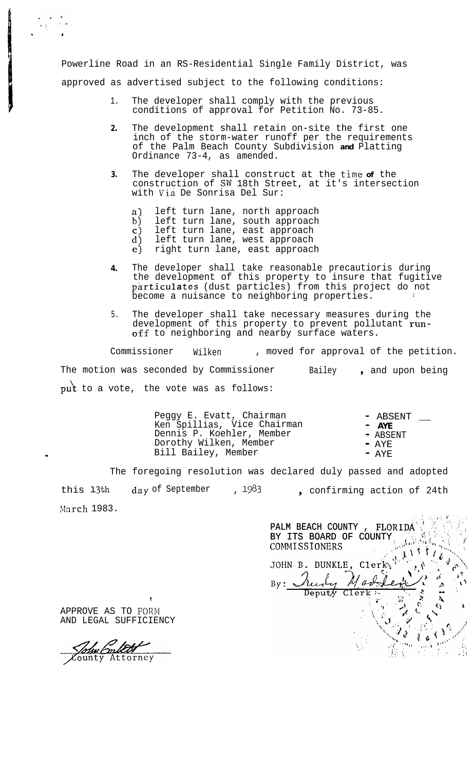Powerline Road in an RS-Residential Single Family District, was approved as advertised subject to the following conditions:

1. The developer shall comply with the previous conditions of approval for Petition No. 73-85.

2. The development shall retain on-site the first one inch of the storm-water runoff per the requirements of the Palm Beach County Subdivision and Platting Ordinance 73-4, as amended.

3. The developer shall construct at the time of the construction of SW 18th Street, at it's intersection with Via De Sonrisa Del Sur:

   a) left turn lane, north approach
   b) left turn lane, south approach
   c) left turn lane, east approach
   d) left turn lane, west approach
   e) right turn lane, east approach

4. The developer shall take reasonable precautions during the development of this property to insure that fugitive particulates (dust particles) from this project do not become a nuisance to neighboring properties.

5. The developer shall take necessary measures during the development of this property to prevent pollutant run-off to neighboring and nearby surface waters.

Commissioner Wilken, moved for approval of the petition. The motion was seconded by Commissioner Bailey, and upon being put to a vote, the vote was as follows:

| | |
|---|---|
| Peggy E. Evatt, Chairman | - ABSENT |
| Ken Spillias, Vice Chairman | - AYE |
| Dennis P. Koehler, Member | - ABSENT |
| Dorothy Wilken, Member | - AYE |
| Bill Bailey, Member | - AYE |

The foregoing resolution was declared duly passed and adopted this 13th day of September, 1983, confirming action of 24th March 1983.

PALM BEACH COUNTY, FLORIDA
BY ITS BOARD OF COUNTY COMMISSIONERS

JOHN B. DUNKLE, Clerk

By: Trudy Madden
Deputy Clerk

APPROVE AS TO FORM AND LEGAL SUFFICIENCY

John Corbett
County Attorney